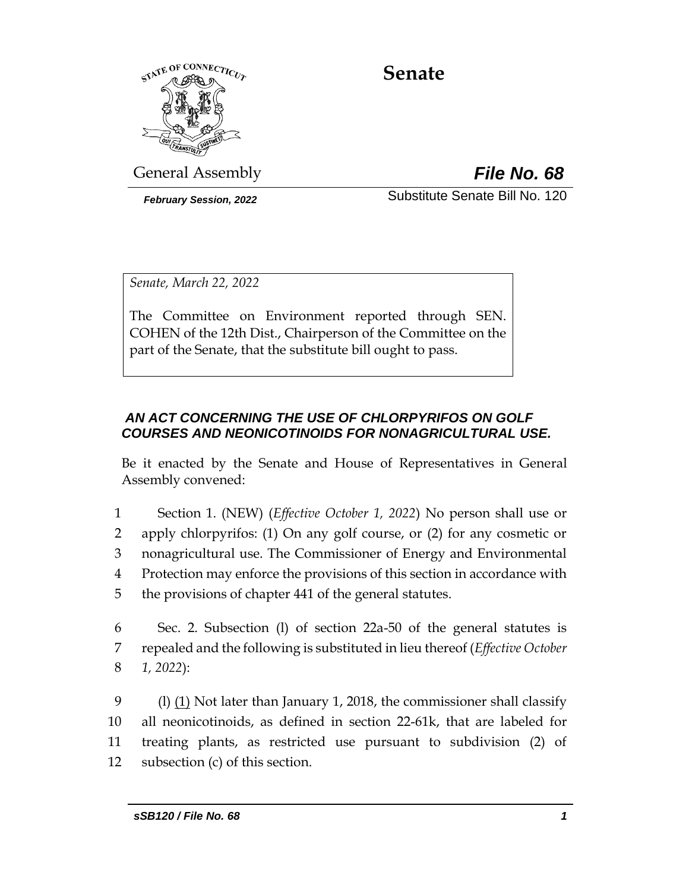# Senate

General Assembly

***File No. 68***

***February Session, 2022***

Substitute Senate Bill No. 120

*Senate, March 22, 2022*

The Committee on Environment reported through SEN. COHEN of the 12th Dist., Chairperson of the Committee on the part of the Senate, that the substitute bill ought to pass.

***AN ACT CONCERNING THE USE OF CHLORPYRIFOS ON GOLF COURSES AND NEONICOTINOIDS FOR NONAGRICULTURAL USE.***

Be it enacted by the Senate and House of Representatives in General Assembly convened:

1 Section 1. (NEW) (*Effective October 1, 2022*) No person shall use or
2 apply chlorpyrifos: (1) On any golf course, or (2) for any cosmetic or
3 nonagricultural use. The Commissioner of Energy and Environmental
4 Protection may enforce the provisions of this section in accordance with
5 the provisions of chapter 441 of the general statutes.

6 Sec. 2. Subsection (l) of section 22a-50 of the general statutes is
7 repealed and the following is substituted in lieu thereof (*Effective October*
8 *1, 2022*):

9 (l) (1) Not later than January 1, 2018, the commissioner shall classify
10 all neonicotinoids, as defined in section 22-61k, that are labeled for
11 treating plants, as restricted use pursuant to subdivision (2) of
12 subsection (c) of this section.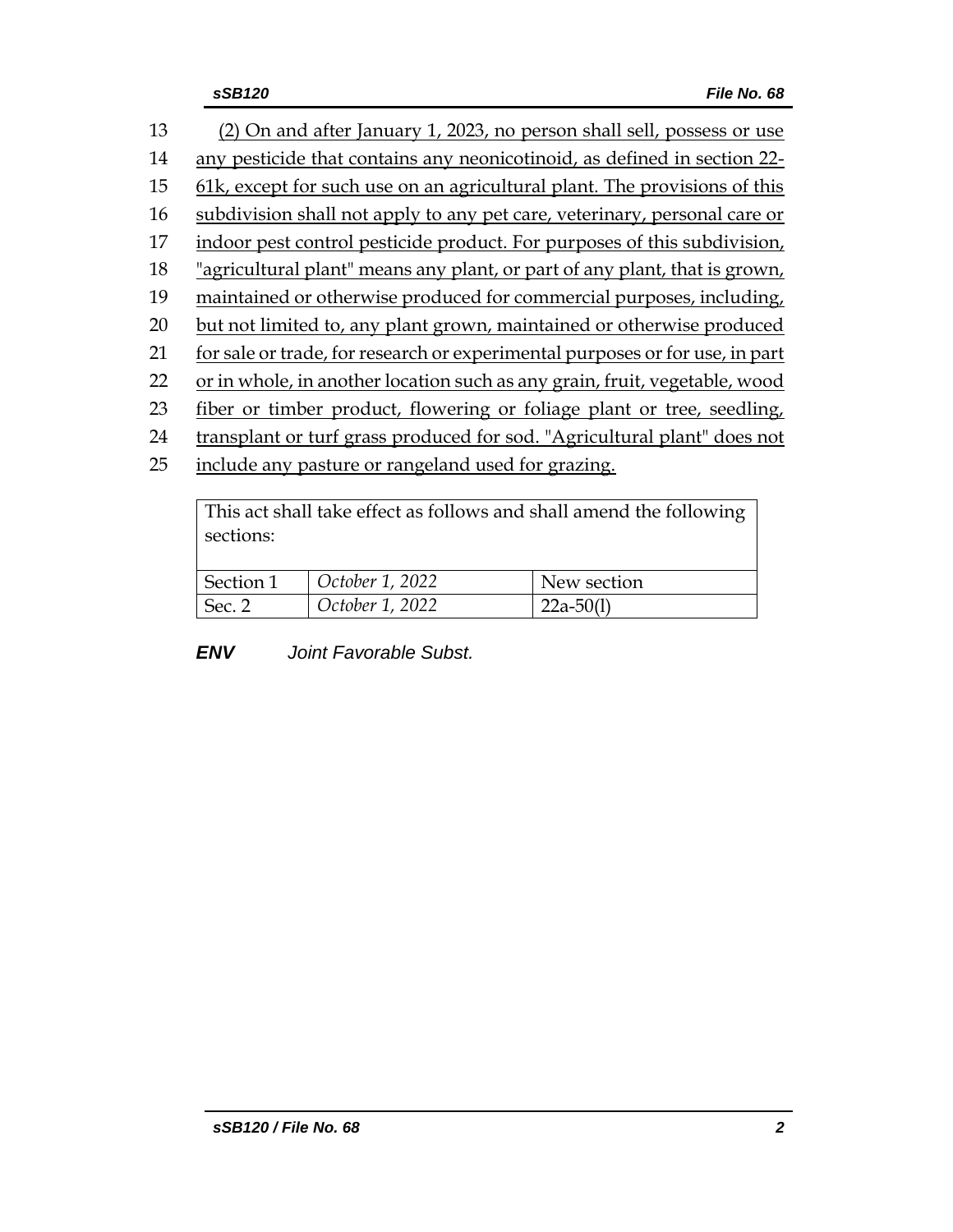(2) On and after January 1, 2023, no person shall sell, possess or use any pesticide that contains any neonicotinoid, as defined in section 22-61k, except for such use on an agricultural plant. The provisions of this subdivision shall not apply to any pet care, veterinary, personal care or indoor pest control pesticide product. For purposes of this subdivision, "agricultural plant" means any plant, or part of any plant, that is grown, maintained or otherwise produced for commercial purposes, including, but not limited to, any plant grown, maintained or otherwise produced for sale or trade, for research or experimental purposes or for use, in part or in whole, in another location such as any grain, fruit, vegetable, wood fiber or timber product, flowering or foliage plant or tree, seedling, transplant or turf grass produced for sod. "Agricultural plant" does not include any pasture or rangeland used for grazing.

| This act shall take effect as follows and shall amend the following sections: | | |
|---|---|---|
| Section 1 | *October 1, 2022* | New section |
| Sec. 2 | *October 1, 2022* | 22a-50(l) |

***ENV*** *Joint Favorable Subst.*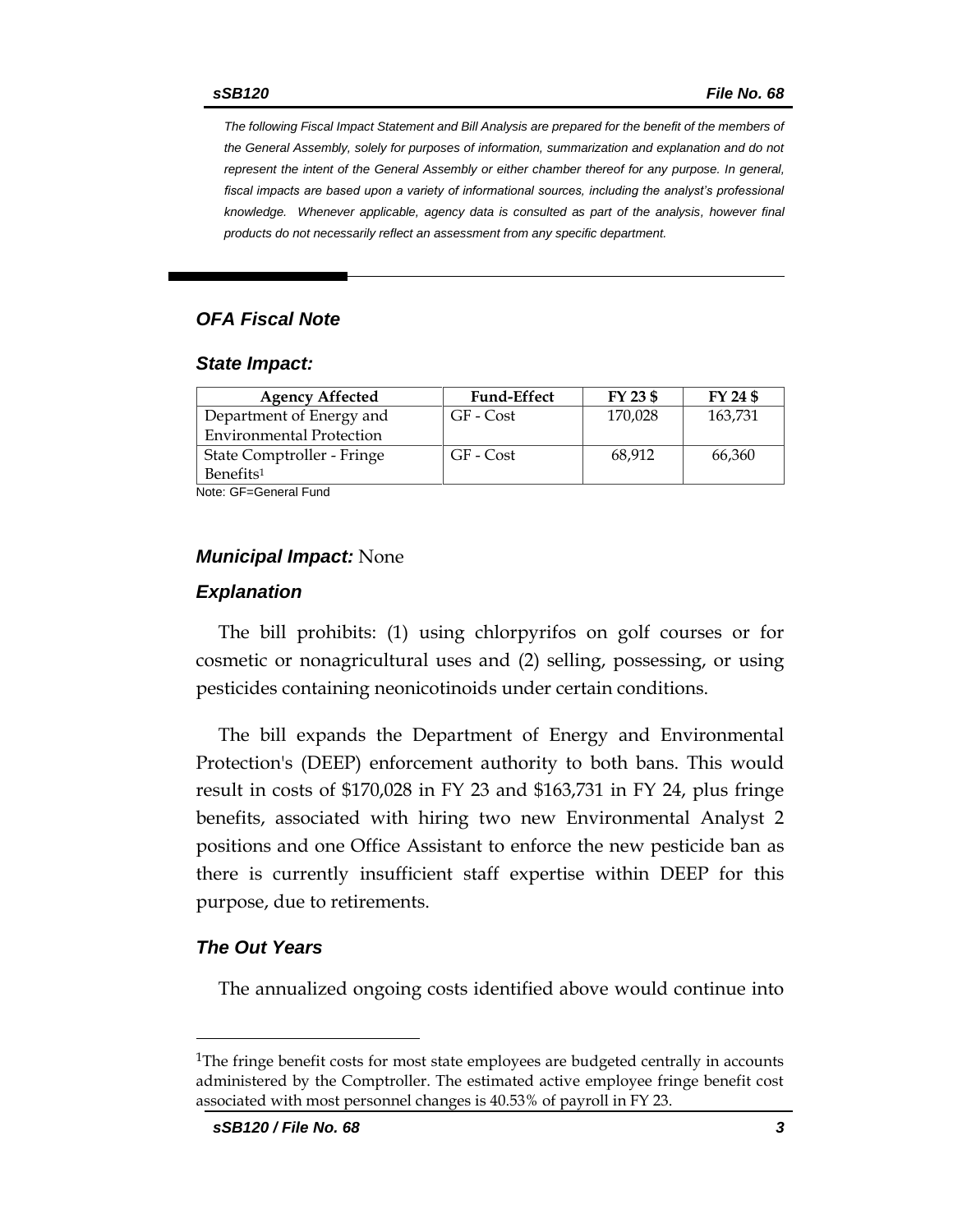*The following Fiscal Impact Statement and Bill Analysis are prepared for the benefit of the members of the General Assembly, solely for purposes of information, summarization and explanation and do not represent the intent of the General Assembly or either chamber thereof for any purpose. In general, fiscal impacts are based upon a variety of informational sources, including the analyst's professional knowledge. Whenever applicable, agency data is consulted as part of the analysis, however final products do not necessarily reflect an assessment from any specific department.*

## *OFA Fiscal Note*

### *State Impact:*

| Agency Affected | Fund-Effect | FY 23 $ | FY 24 $ |
|---|---|---|---|
| Department of Energy and Environmental Protection | GF - Cost | 170,028 | 163,731 |
| State Comptroller - Fringe Benefits[1] | GF - Cost | 68,912 | 66,360 |

Note: GF=General Fund

### *Municipal Impact:* None

### *Explanation*

The bill prohibits: (1) using chlorpyrifos on golf courses or for cosmetic or nonagricultural uses and (2) selling, possessing, or using pesticides containing neonicotinoids under certain conditions.

The bill expands the Department of Energy and Environmental Protection's (DEEP) enforcement authority to both bans. This would result in costs of $170,028 in FY 23 and $163,731 in FY 24, plus fringe benefits, associated with hiring two new Environmental Analyst 2 positions and one Office Assistant to enforce the new pesticide ban as there is currently insufficient staff expertise within DEEP for this purpose, due to retirements.

### *The Out Years*

The annualized ongoing costs identified above would continue into

[1] The fringe benefit costs for most state employees are budgeted centrally in accounts administered by the Comptroller. The estimated active employee fringe benefit cost associated with most personnel changes is 40.53% of payroll in FY 23.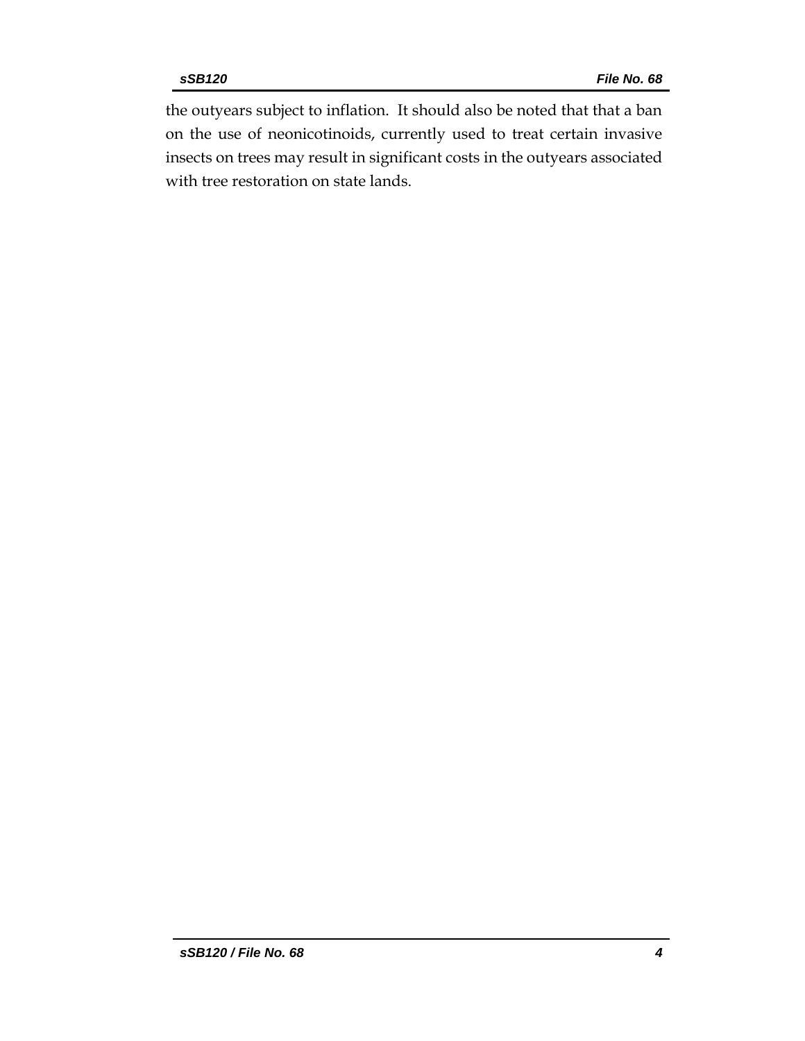the outyears subject to inflation. It should also be noted that that a ban on the use of neonicotinoids, currently used to treat certain invasive insects on trees may result in significant costs in the outyears associated with tree restoration on state lands.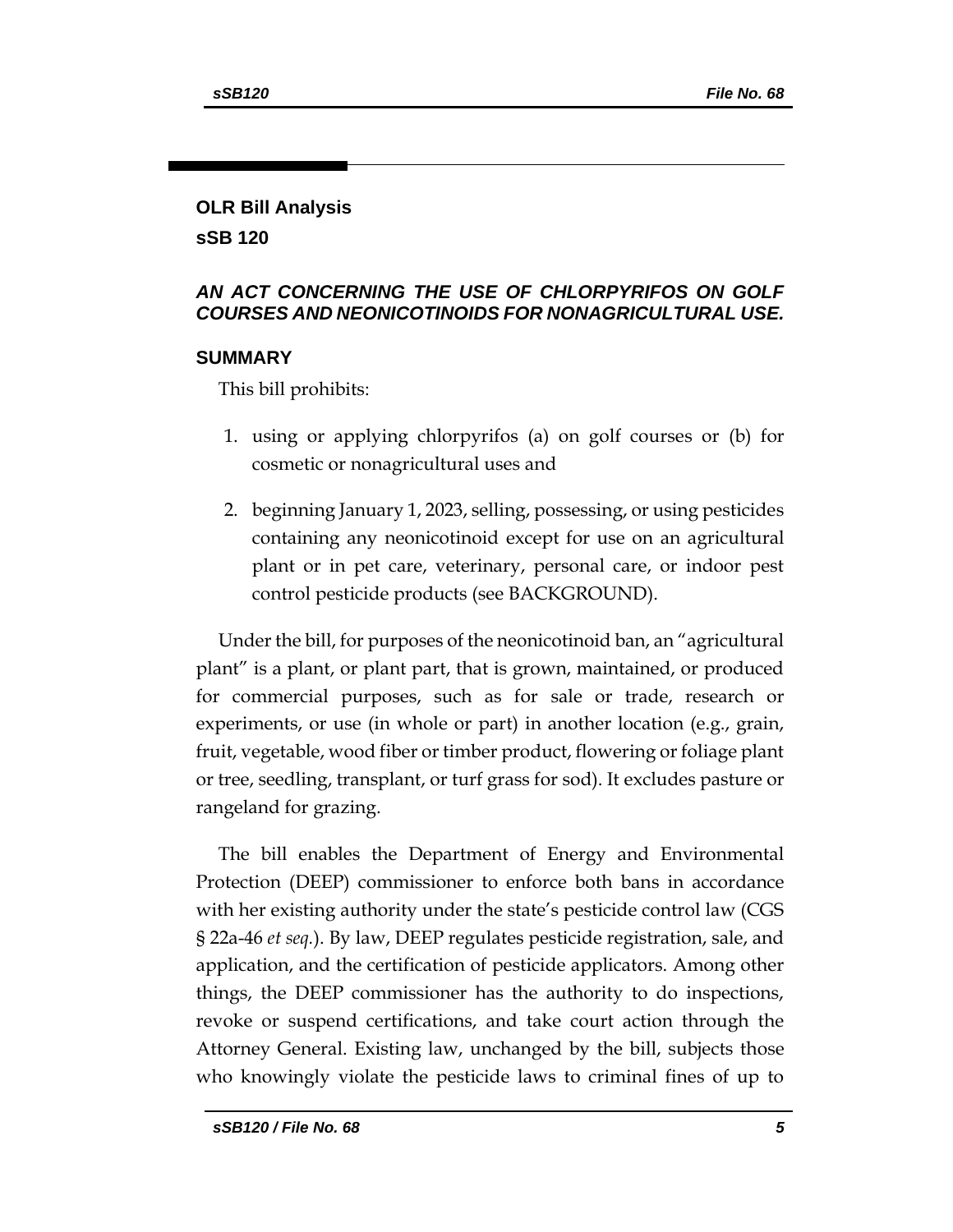## OLR Bill Analysis

## sSB 120

### *AN ACT CONCERNING THE USE OF CHLORPYRIFOS ON GOLF COURSES AND NEONICOTINOIDS FOR NONAGRICULTURAL USE.*

### SUMMARY

This bill prohibits:

1. using or applying chlorpyrifos (a) on golf courses or (b) for cosmetic or nonagricultural uses and

2. beginning January 1, 2023, selling, possessing, or using pesticides containing any neonicotinoid except for use on an agricultural plant or in pet care, veterinary, personal care, or indoor pest control pesticide products (see BACKGROUND).

Under the bill, for purposes of the neonicotinoid ban, an "agricultural plant" is a plant, or plant part, that is grown, maintained, or produced for commercial purposes, such as for sale or trade, research or experiments, or use (in whole or part) in another location (e.g., grain, fruit, vegetable, wood fiber or timber product, flowering or foliage plant or tree, seedling, transplant, or turf grass for sod). It excludes pasture or rangeland for grazing.

The bill enables the Department of Energy and Environmental Protection (DEEP) commissioner to enforce both bans in accordance with her existing authority under the state's pesticide control law (CGS § 22a-46 *et seq.*). By law, DEEP regulates pesticide registration, sale, and application, and the certification of pesticide applicators. Among other things, the DEEP commissioner has the authority to do inspections, revoke or suspend certifications, and take court action through the Attorney General. Existing law, unchanged by the bill, subjects those who knowingly violate the pesticide laws to criminal fines of up to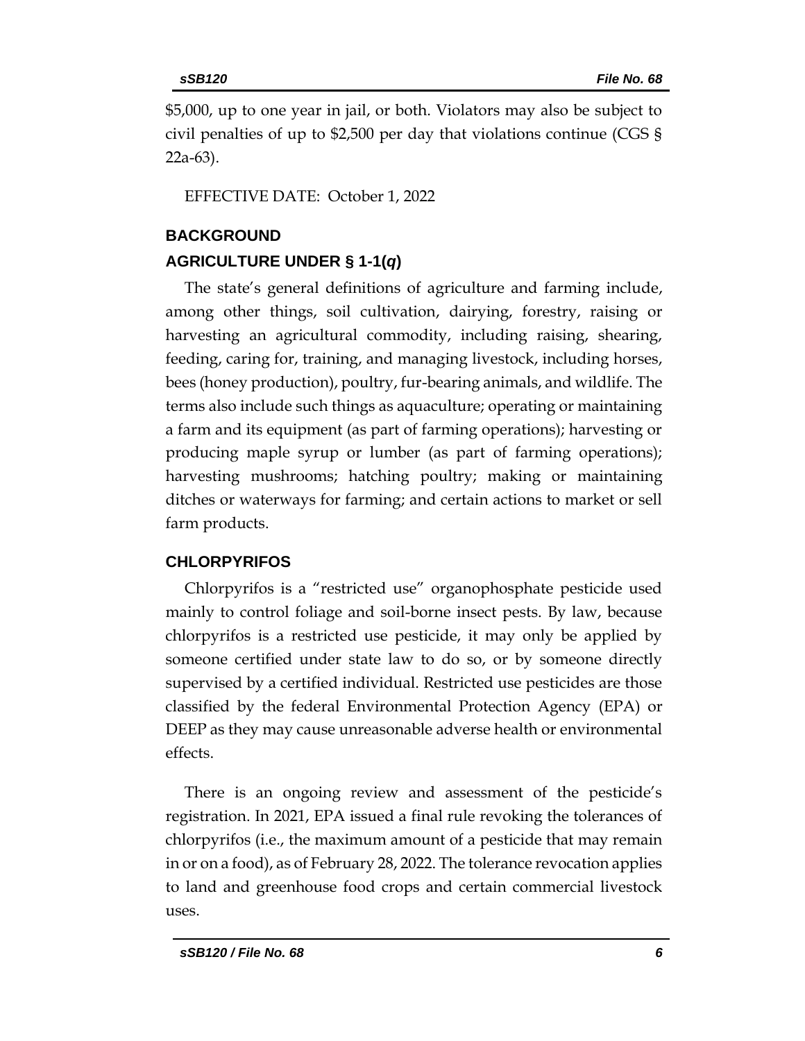$5,000, up to one year in jail, or both. Violators may also be subject to civil penalties of up to $2,500 per day that violations continue (CGS § 22a-63).

EFFECTIVE DATE: October 1, 2022

## BACKGROUND

### AGRICULTURE UNDER § 1-1(*q*)

The state's general definitions of agriculture and farming include, among other things, soil cultivation, dairying, forestry, raising or harvesting an agricultural commodity, including raising, shearing, feeding, caring for, training, and managing livestock, including horses, bees (honey production), poultry, fur-bearing animals, and wildlife. The terms also include such things as aquaculture; operating or maintaining a farm and its equipment (as part of farming operations); harvesting or producing maple syrup or lumber (as part of farming operations); harvesting mushrooms; hatching poultry; making or maintaining ditches or waterways for farming; and certain actions to market or sell farm products.

### CHLORPYRIFOS

Chlorpyrifos is a "restricted use" organophosphate pesticide used mainly to control foliage and soil-borne insect pests. By law, because chlorpyrifos is a restricted use pesticide, it may only be applied by someone certified under state law to do so, or by someone directly supervised by a certified individual. Restricted use pesticides are those classified by the federal Environmental Protection Agency (EPA) or DEEP as they may cause unreasonable adverse health or environmental effects.

There is an ongoing review and assessment of the pesticide's registration. In 2021, EPA issued a final rule revoking the tolerances of chlorpyrifos (i.e., the maximum amount of a pesticide that may remain in or on a food), as of February 28, 2022. The tolerance revocation applies to land and greenhouse food crops and certain commercial livestock uses.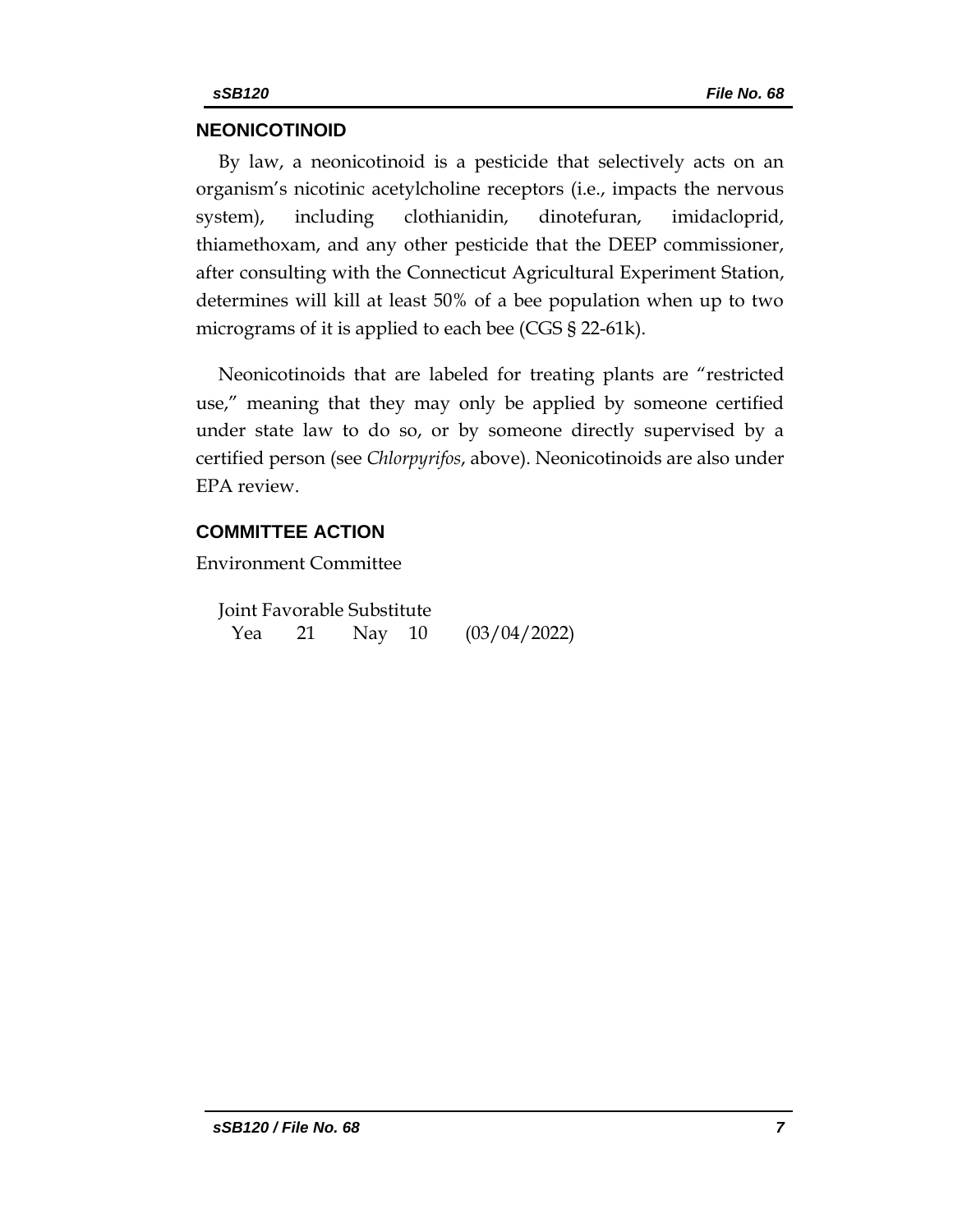## NEONICOTINOID

By law, a neonicotinoid is a pesticide that selectively acts on an organism's nicotinic acetylcholine receptors (i.e., impacts the nervous system), including clothianidin, dinotefuran, imidacloprid, thiamethoxam, and any other pesticide that the DEEP commissioner, after consulting with the Connecticut Agricultural Experiment Station, determines will kill at least 50% of a bee population when up to two micrograms of it is applied to each bee (CGS § 22-61k).

Neonicotinoids that are labeled for treating plants are "restricted use," meaning that they may only be applied by someone certified under state law to do so, or by someone directly supervised by a certified person (see *Chlorpyrifos*, above). Neonicotinoids are also under EPA review.

## COMMITTEE ACTION

Environment Committee

Joint Favorable Substitute
Yea 21 Nay 10 (03/04/2022)